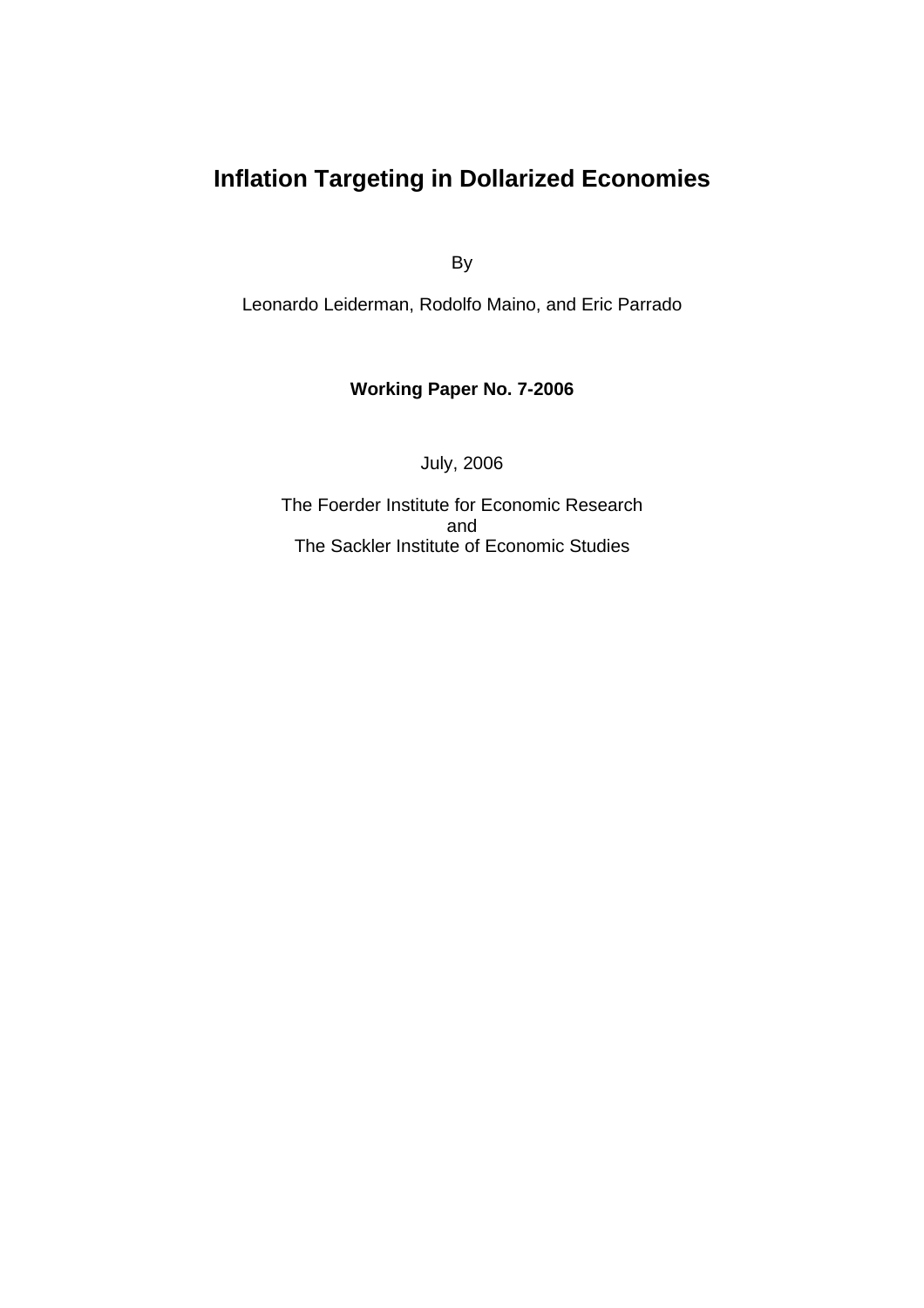# Inflation Targeting in Dollarized Economies

By

Leonardo Leiderman, Rodolfo Maino, and Eric Parrado

**Working Paper No. 7-2006**

July, 2006

The Foerder Institute for Economic Research
and
The Sackler Institute of Economic Studies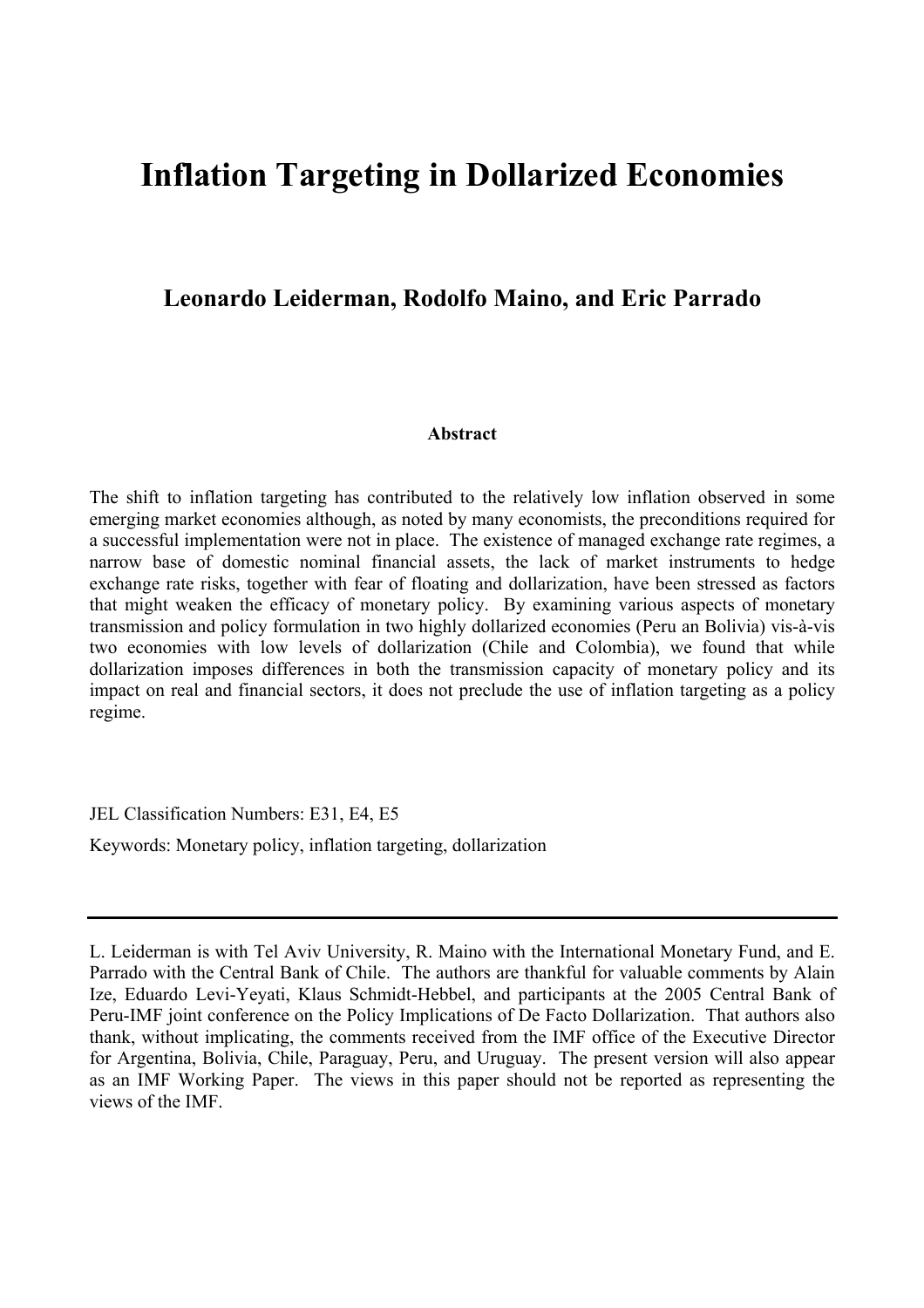# Inflation Targeting in Dollarized Economies

**Leonardo Leiderman, Rodolfo Maino, and Eric Parrado**

**Abstract**

The shift to inflation targeting has contributed to the relatively low inflation observed in some emerging market economies although, as noted by many economists, the preconditions required for a successful implementation were not in place. The existence of managed exchange rate regimes, a narrow base of domestic nominal financial assets, the lack of market instruments to hedge exchange rate risks, together with fear of floating and dollarization, have been stressed as factors that might weaken the efficacy of monetary policy. By examining various aspects of monetary transmission and policy formulation in two highly dollarized economies (Peru an Bolivia) vis-à-vis two economies with low levels of dollarization (Chile and Colombia), we found that while dollarization imposes differences in both the transmission capacity of monetary policy and its impact on real and financial sectors, it does not preclude the use of inflation targeting as a policy regime.

JEL Classification Numbers: E31, E4, E5

Keywords: Monetary policy, inflation targeting, dollarization

---

L. Leiderman is with Tel Aviv University, R. Maino with the International Monetary Fund, and E. Parrado with the Central Bank of Chile. The authors are thankful for valuable comments by Alain Ize, Eduardo Levi-Yeyati, Klaus Schmidt-Hebbel, and participants at the 2005 Central Bank of Peru-IMF joint conference on the Policy Implications of De Facto Dollarization. That authors also thank, without implicating, the comments received from the IMF office of the Executive Director for Argentina, Bolivia, Chile, Paraguay, Peru, and Uruguay. The present version will also appear as an IMF Working Paper. The views in this paper should not be reported as representing the views of the IMF.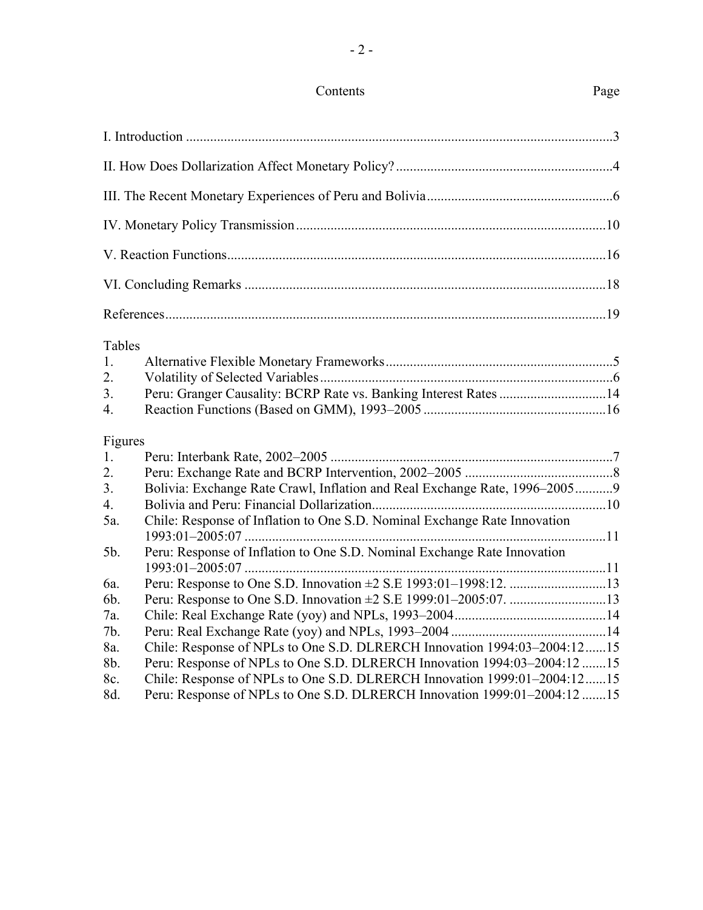## Contents

| Contents | Page |
|---|---|
| I. Introduction | 3 |
| II. How Does Dollarization Affect Monetary Policy? | 4 |
| III. The Recent Monetary Experiences of Peru and Bolivia | 6 |
| IV. Monetary Policy Transmission | 10 |
| V. Reaction Functions | 16 |
| VI. Concluding Remarks | 18 |
| References | 19 |

### Tables

| | | |
|---|---|---|
| 1. | Alternative Flexible Monetary Frameworks | 5 |
| 2. | Volatility of Selected Variables | 6 |
| 3. | Peru: Granger Causality: BCRP Rate vs. Banking Interest Rates | 14 |
| 4. | Reaction Functions (Based on GMM), 1993–2005 | 16 |

### Figures

| | | |
|---|---|---|
| 1. | Peru: Interbank Rate, 2002–2005 | 7 |
| 2. | Peru: Exchange Rate and BCRP Intervention, 2002–2005 | 8 |
| 3. | Bolivia: Exchange Rate Crawl, Inflation and Real Exchange Rate, 1996–2005 | 9 |
| 4. | Bolivia and Peru: Financial Dollarization | 10 |
| 5a. | Chile: Response of Inflation to One S.D. Nominal Exchange Rate Innovation 1993:01–2005:07 | 11 |
| 5b. | Peru: Response of Inflation to One S.D. Nominal Exchange Rate Innovation 1993:01–2005:07 | 11 |
| 6a. | Peru: Response to One S.D. Innovation ±2 S.E 1993:01–1998:12. | 13 |
| 6b. | Peru: Response to One S.D. Innovation ±2 S.E 1999:01–2005:07. | 13 |
| 7a. | Chile: Real Exchange Rate (yoy) and NPLs, 1993–2004 | 14 |
| 7b. | Peru: Real Exchange Rate (yoy) and NPLs, 1993–2004 | 14 |
| 8a. | Chile: Response of NPLs to One S.D. DLRERCH Innovation 1994:03–2004:12 | 15 |
| 8b. | Peru: Response of NPLs to One S.D. DLRERCH Innovation 1994:03–2004:12 | 15 |
| 8c. | Chile: Response of NPLs to One S.D. DLRERCH Innovation 1999:01–2004:12 | 15 |
| 8d. | Peru: Response of NPLs to One S.D. DLRERCH Innovation 1999:01–2004:12 | 15 |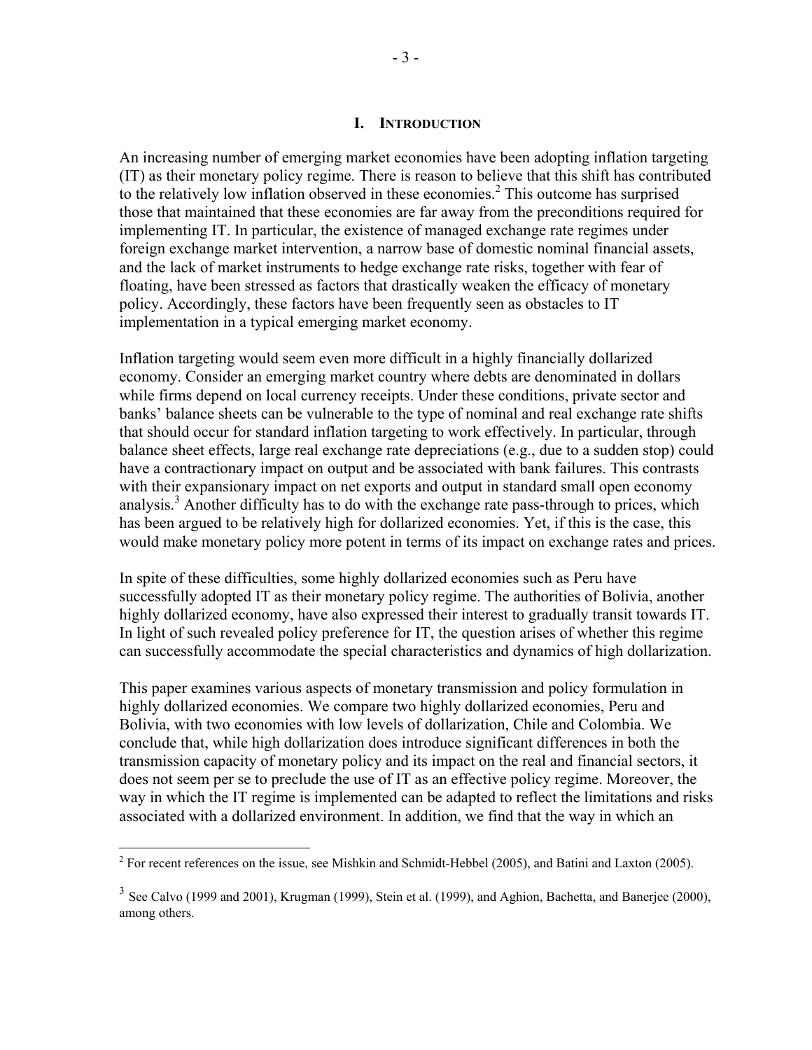# I. INTRODUCTION

An increasing number of emerging market economies have been adopting inflation targeting (IT) as their monetary policy regime. There is reason to believe that this shift has contributed to the relatively low inflation observed in these economies.[2] This outcome has surprised those that maintained that these economies are far away from the preconditions required for implementing IT. In particular, the existence of managed exchange rate regimes under foreign exchange market intervention, a narrow base of domestic nominal financial assets, and the lack of market instruments to hedge exchange rate risks, together with fear of floating, have been stressed as factors that drastically weaken the efficacy of monetary policy. Accordingly, these factors have been frequently seen as obstacles to IT implementation in a typical emerging market economy.

Inflation targeting would seem even more difficult in a highly financially dollarized economy. Consider an emerging market country where debts are denominated in dollars while firms depend on local currency receipts. Under these conditions, private sector and banks' balance sheets can be vulnerable to the type of nominal and real exchange rate shifts that should occur for standard inflation targeting to work effectively. In particular, through balance sheet effects, large real exchange rate depreciations (e.g., due to a sudden stop) could have a contractionary impact on output and be associated with bank failures. This contrasts with their expansionary impact on net exports and output in standard small open economy analysis.[3] Another difficulty has to do with the exchange rate pass-through to prices, which has been argued to be relatively high for dollarized economies. Yet, if this is the case, this would make monetary policy more potent in terms of its impact on exchange rates and prices.

In spite of these difficulties, some highly dollarized economies such as Peru have successfully adopted IT as their monetary policy regime. The authorities of Bolivia, another highly dollarized economy, have also expressed their interest to gradually transit towards IT. In light of such revealed policy preference for IT, the question arises of whether this regime can successfully accommodate the special characteristics and dynamics of high dollarization.

This paper examines various aspects of monetary transmission and policy formulation in highly dollarized economies. We compare two highly dollarized economies, Peru and Bolivia, with two economies with low levels of dollarization, Chile and Colombia. We conclude that, while high dollarization does introduce significant differences in both the transmission capacity of monetary policy and its impact on the real and financial sectors, it does not seem per se to preclude the use of IT as an effective policy regime. Moreover, the way in which the IT regime is implemented can be adapted to reflect the limitations and risks associated with a dollarized environment. In addition, we find that the way in which an

---

[2] For recent references on the issue, see Mishkin and Schmidt-Hebbel (2005), and Batini and Laxton (2005).

[3] See Calvo (1999 and 2001), Krugman (1999), Stein et al. (1999), and Aghion, Bachetta, and Banerjee (2000), among others.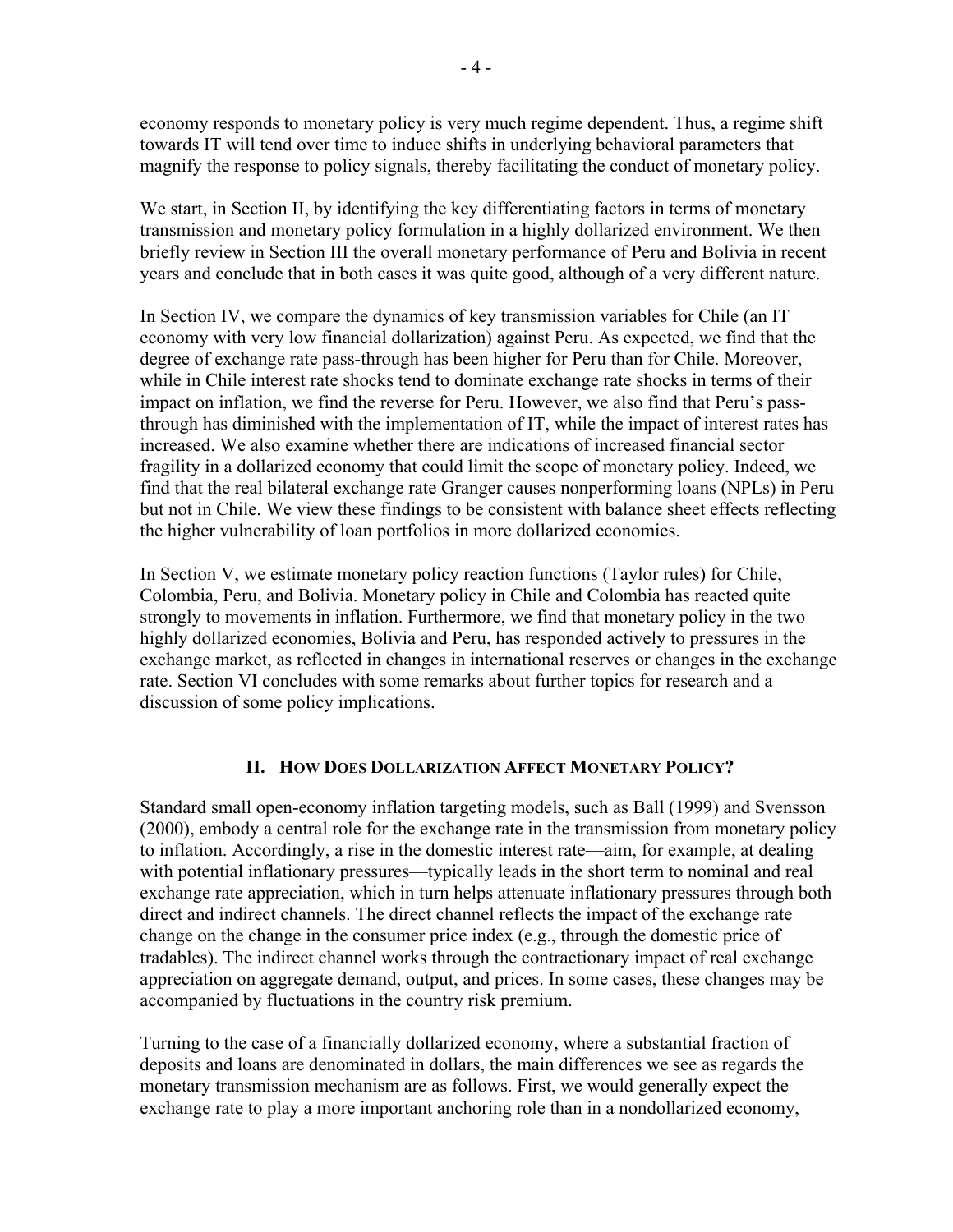economy responds to monetary policy is very much regime dependent. Thus, a regime shift towards IT will tend over time to induce shifts in underlying behavioral parameters that magnify the response to policy signals, thereby facilitating the conduct of monetary policy.

We start, in Section II, by identifying the key differentiating factors in terms of monetary transmission and monetary policy formulation in a highly dollarized environment. We then briefly review in Section III the overall monetary performance of Peru and Bolivia in recent years and conclude that in both cases it was quite good, although of a very different nature.

In Section IV, we compare the dynamics of key transmission variables for Chile (an IT economy with very low financial dollarization) against Peru. As expected, we find that the degree of exchange rate pass-through has been higher for Peru than for Chile. Moreover, while in Chile interest rate shocks tend to dominate exchange rate shocks in terms of their impact on inflation, we find the reverse for Peru. However, we also find that Peru's pass-through has diminished with the implementation of IT, while the impact of interest rates has increased. We also examine whether there are indications of increased financial sector fragility in a dollarized economy that could limit the scope of monetary policy. Indeed, we find that the real bilateral exchange rate Granger causes nonperforming loans (NPLs) in Peru but not in Chile. We view these findings to be consistent with balance sheet effects reflecting the higher vulnerability of loan portfolios in more dollarized economies.

In Section V, we estimate monetary policy reaction functions (Taylor rules) for Chile, Colombia, Peru, and Bolivia. Monetary policy in Chile and Colombia has reacted quite strongly to movements in inflation. Furthermore, we find that monetary policy in the two highly dollarized economies, Bolivia and Peru, has responded actively to pressures in the exchange market, as reflected in changes in international reserves or changes in the exchange rate. Section VI concludes with some remarks about further topics for research and a discussion of some policy implications.

## II. How Does Dollarization Affect Monetary Policy?

Standard small open-economy inflation targeting models, such as Ball (1999) and Svensson (2000), embody a central role for the exchange rate in the transmission from monetary policy to inflation. Accordingly, a rise in the domestic interest rate—aim, for example, at dealing with potential inflationary pressures—typically leads in the short term to nominal and real exchange rate appreciation, which in turn helps attenuate inflationary pressures through both direct and indirect channels. The direct channel reflects the impact of the exchange rate change on the change in the consumer price index (e.g., through the domestic price of tradables). The indirect channel works through the contractionary impact of real exchange appreciation on aggregate demand, output, and prices. In some cases, these changes may be accompanied by fluctuations in the country risk premium.

Turning to the case of a financially dollarized economy, where a substantial fraction of deposits and loans are denominated in dollars, the main differences we see as regards the monetary transmission mechanism are as follows. First, we would generally expect the exchange rate to play a more important anchoring role than in a nondollarized economy,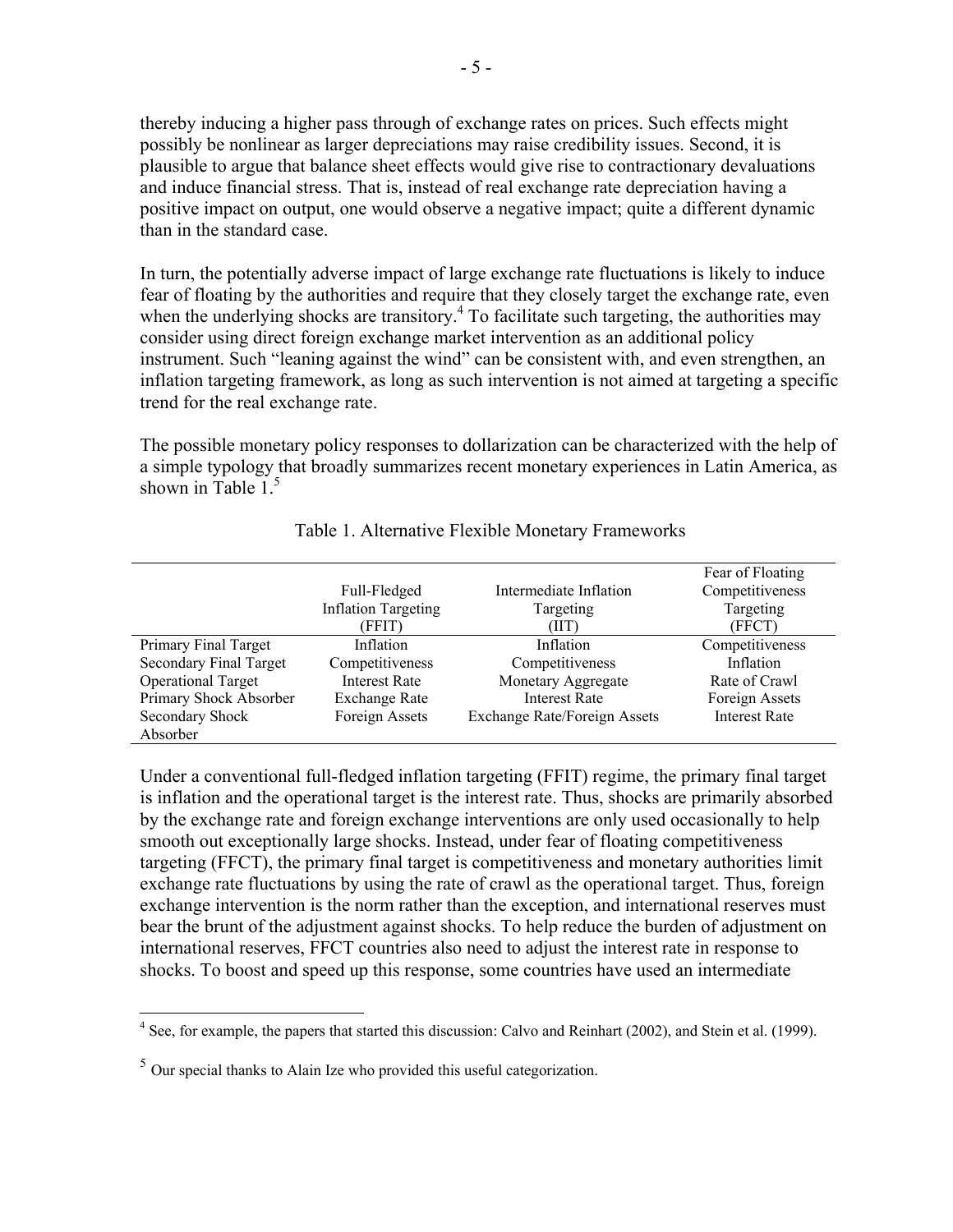thereby inducing a higher pass through of exchange rates on prices. Such effects might possibly be nonlinear as larger depreciations may raise credibility issues. Second, it is plausible to argue that balance sheet effects would give rise to contractionary devaluations and induce financial stress. That is, instead of real exchange rate depreciation having a positive impact on output, one would observe a negative impact; quite a different dynamic than in the standard case.

In turn, the potentially adverse impact of large exchange rate fluctuations is likely to induce fear of floating by the authorities and require that they closely target the exchange rate, even when the underlying shocks are transitory.[4] To facilitate such targeting, the authorities may consider using direct foreign exchange market intervention as an additional policy instrument. Such "leaning against the wind" can be consistent with, and even strengthen, an inflation targeting framework, as long as such intervention is not aimed at targeting a specific trend for the real exchange rate.

The possible monetary policy responses to dollarization can be characterized with the help of a simple typology that broadly summarizes recent monetary experiences in Latin America, as shown in Table 1.[5]

Table 1. Alternative Flexible Monetary Frameworks

| | Full-Fledged Inflation Targeting (FFIT) | Intermediate Inflation Targeting (IIT) | Fear of Floating Competitiveness Targeting (FFCT) |
|---|---|---|---|
| Primary Final Target | Inflation | Inflation | Competitiveness |
| Secondary Final Target | Competitiveness | Competitiveness | Inflation |
| Operational Target | Interest Rate | Monetary Aggregate | Rate of Crawl |
| Primary Shock Absorber | Exchange Rate | Interest Rate | Foreign Assets |
| Secondary Shock Absorber | Foreign Assets | Exchange Rate/Foreign Assets | Interest Rate |

Under a conventional full-fledged inflation targeting (FFIT) regime, the primary final target is inflation and the operational target is the interest rate. Thus, shocks are primarily absorbed by the exchange rate and foreign exchange interventions are only used occasionally to help smooth out exceptionally large shocks. Instead, under fear of floating competitiveness targeting (FFCT), the primary final target is competitiveness and monetary authorities limit exchange rate fluctuations by using the rate of crawl as the operational target. Thus, foreign exchange intervention is the norm rather than the exception, and international reserves must bear the brunt of the adjustment against shocks. To help reduce the burden of adjustment on international reserves, FFCT countries also need to adjust the interest rate in response to shocks. To boost and speed up this response, some countries have used an intermediate

[4] See, for example, the papers that started this discussion: Calvo and Reinhart (2002), and Stein et al. (1999).

[5] Our special thanks to Alain Ize who provided this useful categorization.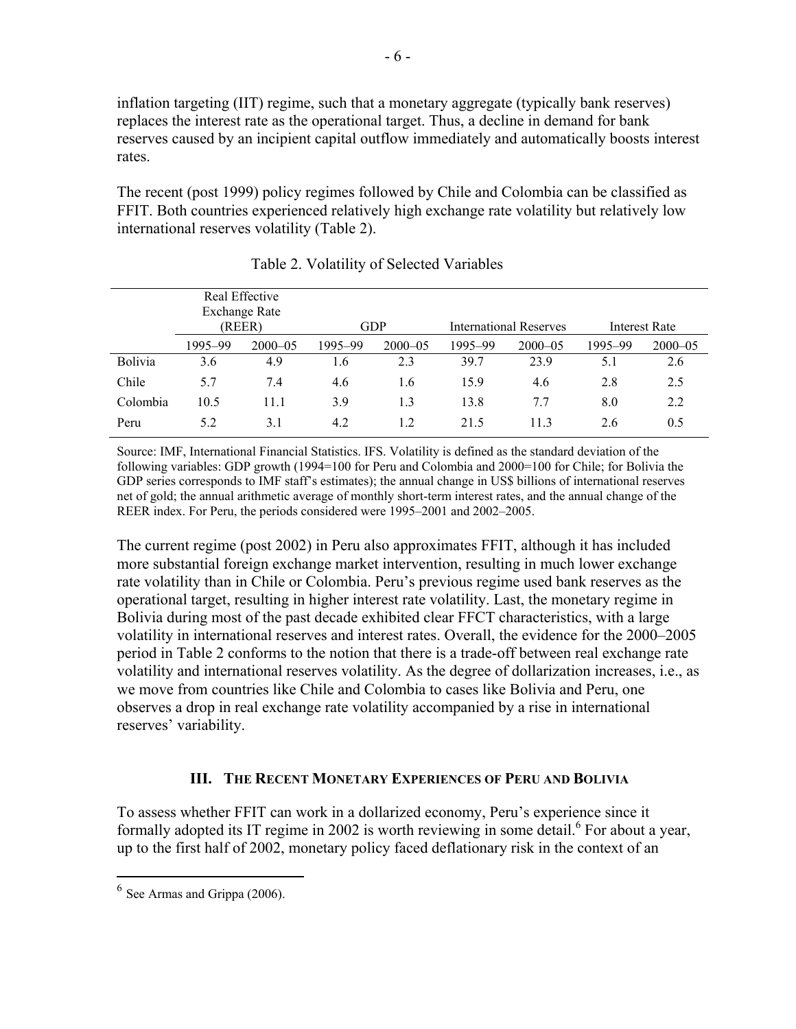inflation targeting (IIT) regime, such that a monetary aggregate (typically bank reserves) replaces the interest rate as the operational target. Thus, a decline in demand for bank reserves caused by an incipient capital outflow immediately and automatically boosts interest rates.

The recent (post 1999) policy regimes followed by Chile and Colombia can be classified as FFIT. Both countries experienced relatively high exchange rate volatility but relatively low international reserves volatility (Table 2).

Table 2. Volatility of Selected Variables

| | Real Effective Exchange Rate (REER) | | GDP | | International Reserves | | Interest Rate | |
|---|---|---|---|---|---|---|---|---|
| | 1995–99 | 2000–05 | 1995–99 | 2000–05 | 1995–99 | 2000–05 | 1995–99 | 2000–05 |
| Bolivia | 3.6 | 4.9 | 1.6 | 2.3 | 39.7 | 23.9 | 5.1 | 2.6 |
| Chile | 5.7 | 7.4 | 4.6 | 1.6 | 15.9 | 4.6 | 2.8 | 2.5 |
| Colombia | 10.5 | 11.1 | 3.9 | 1.3 | 13.8 | 7.7 | 8.0 | 2.2 |
| Peru | 5.2 | 3.1 | 4.2 | 1.2 | 21.5 | 11.3 | 2.6 | 0.5 |

Source: IMF, International Financial Statistics. IFS. Volatility is defined as the standard deviation of the following variables: GDP growth (1994=100 for Peru and Colombia and 2000=100 for Chile; for Bolivia the GDP series corresponds to IMF staff's estimates); the annual change in US$ billions of international reserves net of gold; the annual arithmetic average of monthly short-term interest rates, and the annual change of the REER index. For Peru, the periods considered were 1995–2001 and 2002–2005.

The current regime (post 2002) in Peru also approximates FFIT, although it has included more substantial foreign exchange market intervention, resulting in much lower exchange rate volatility than in Chile or Colombia. Peru's previous regime used bank reserves as the operational target, resulting in higher interest rate volatility. Last, the monetary regime in Bolivia during most of the past decade exhibited clear FFCT characteristics, with a large volatility in international reserves and interest rates. Overall, the evidence for the 2000–2005 period in Table 2 conforms to the notion that there is a trade-off between real exchange rate volatility and international reserves volatility. As the degree of dollarization increases, i.e., as we move from countries like Chile and Colombia to cases like Bolivia and Peru, one observes a drop in real exchange rate volatility accompanied by a rise in international reserves' variability.

## III. The Recent Monetary Experiences of Peru and Bolivia

To assess whether FFIT can work in a dollarized economy, Peru's experience since it formally adopted its IT regime in 2002 is worth reviewing in some detail.[6] For about a year, up to the first half of 2002, monetary policy faced deflationary risk in the context of an

[6] See Armas and Grippa (2006).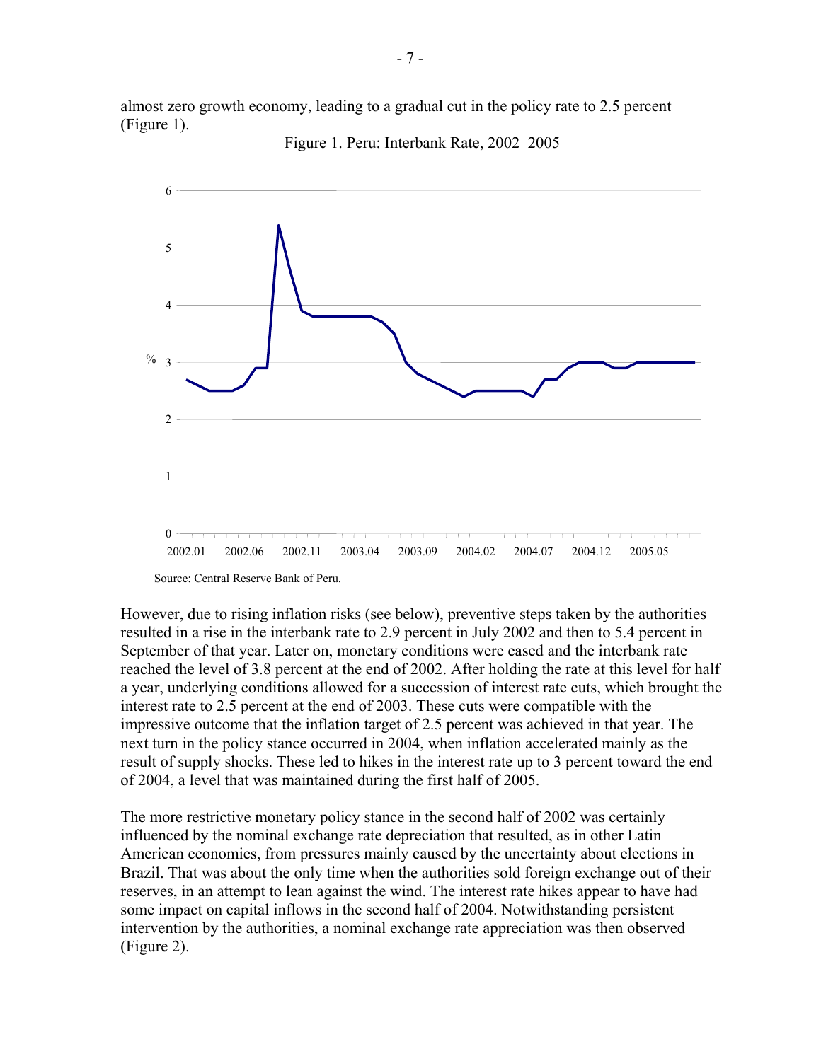almost zero growth economy, leading to a gradual cut in the policy rate to 2.5 percent (Figure 1).

Figure 1. Peru: Interbank Rate, 2002–2005

Source: Central Reserve Bank of Peru.

However, due to rising inflation risks (see below), preventive steps taken by the authorities resulted in a rise in the interbank rate to 2.9 percent in July 2002 and then to 5.4 percent in September of that year. Later on, monetary conditions were eased and the interbank rate reached the level of 3.8 percent at the end of 2002. After holding the rate at this level for half a year, underlying conditions allowed for a succession of interest rate cuts, which brought the interest rate to 2.5 percent at the end of 2003. These cuts were compatible with the impressive outcome that the inflation target of 2.5 percent was achieved in that year. The next turn in the policy stance occurred in 2004, when inflation accelerated mainly as the result of supply shocks. These led to hikes in the interest rate up to 3 percent toward the end of 2004, a level that was maintained during the first half of 2005.

The more restrictive monetary policy stance in the second half of 2002 was certainly influenced by the nominal exchange rate depreciation that resulted, as in other Latin American economies, from pressures mainly caused by the uncertainty about elections in Brazil. That was about the only time when the authorities sold foreign exchange out of their reserves, in an attempt to lean against the wind. The interest rate hikes appear to have had some impact on capital inflows in the second half of 2004. Notwithstanding persistent intervention by the authorities, a nominal exchange rate appreciation was then observed (Figure 2).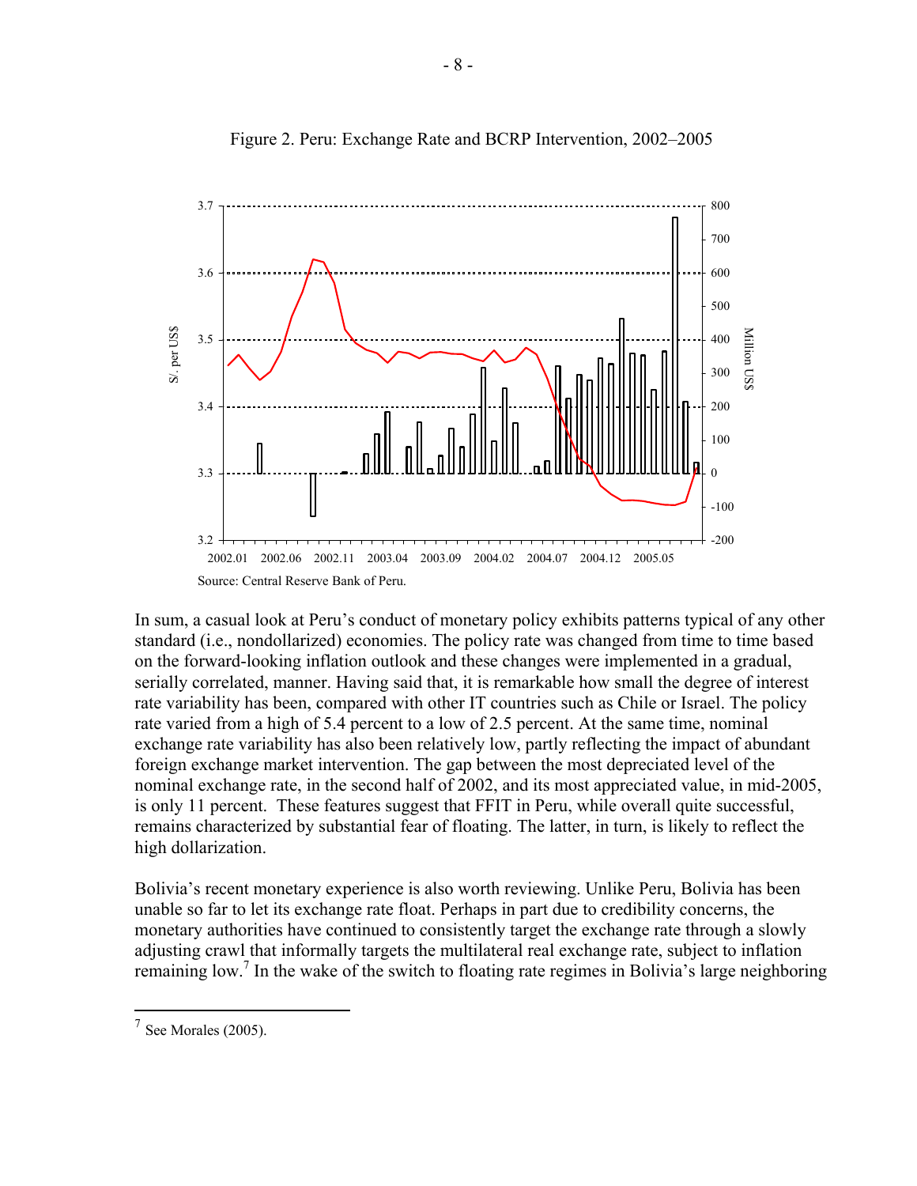Figure 2. Peru: Exchange Rate and BCRP Intervention, 2002–2005

Source: Central Reserve Bank of Peru.

In sum, a casual look at Peru's conduct of monetary policy exhibits patterns typical of any other standard (i.e., nondollarized) economies. The policy rate was changed from time to time based on the forward-looking inflation outlook and these changes were implemented in a gradual, serially correlated, manner. Having said that, it is remarkable how small the degree of interest rate variability has been, compared with other IT countries such as Chile or Israel. The policy rate varied from a high of 5.4 percent to a low of 2.5 percent. At the same time, nominal exchange rate variability has also been relatively low, partly reflecting the impact of abundant foreign exchange market intervention. The gap between the most depreciated level of the nominal exchange rate, in the second half of 2002, and its most appreciated value, in mid-2005, is only 11 percent. These features suggest that FFIT in Peru, while overall quite successful, remains characterized by substantial fear of floating. The latter, in turn, is likely to reflect the high dollarization.

Bolivia's recent monetary experience is also worth reviewing. Unlike Peru, Bolivia has been unable so far to let its exchange rate float. Perhaps in part due to credibility concerns, the monetary authorities have continued to consistently target the exchange rate through a slowly adjusting crawl that informally targets the multilateral real exchange rate, subject to inflation remaining low.[7] In the wake of the switch to floating rate regimes in Bolivia's large neighboring

[7] See Morales (2005).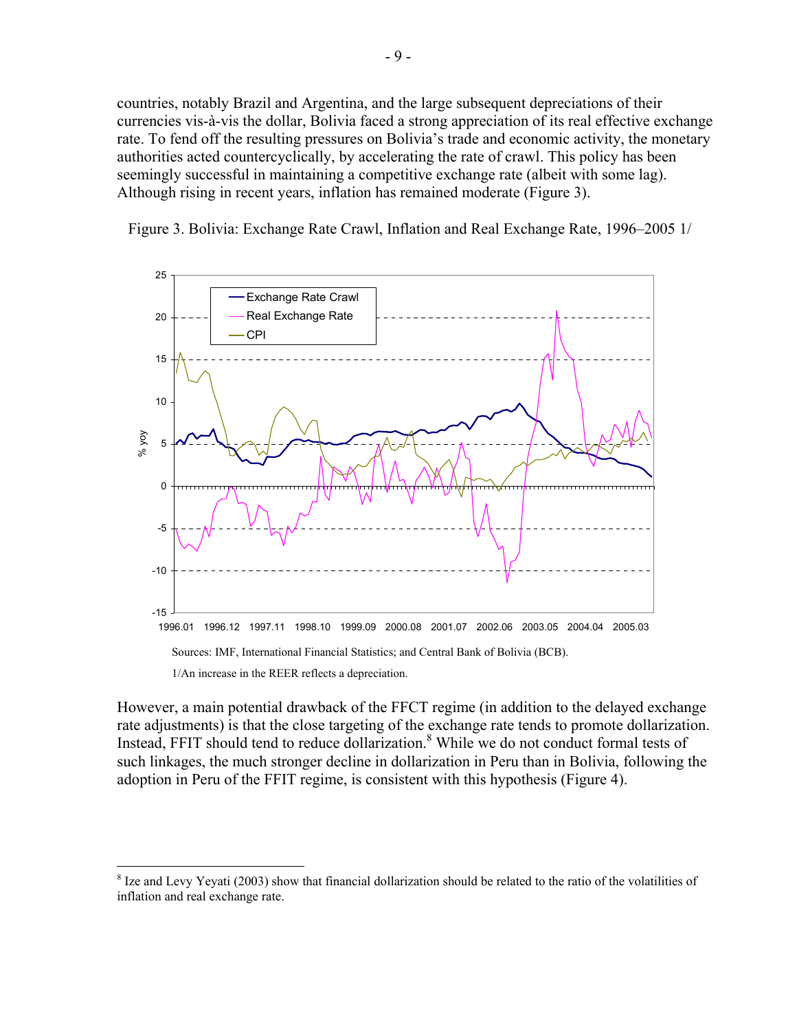countries, notably Brazil and Argentina, and the large subsequent depreciations of their currencies vis-à-vis the dollar, Bolivia faced a strong appreciation of its real effective exchange rate. To fend off the resulting pressures on Bolivia's trade and economic activity, the monetary authorities acted countercyclically, by accelerating the rate of crawl. This policy has been seemingly successful in maintaining a competitive exchange rate (albeit with some lag). Although rising in recent years, inflation has remained moderate (Figure 3).

Figure 3. Bolivia: Exchange Rate Crawl, Inflation and Real Exchange Rate, 1996–2005 1/

Sources: IMF, International Financial Statistics; and Central Bank of Bolivia (BCB).

1/An increase in the REER reflects a depreciation.

However, a main potential drawback of the FFCT regime (in addition to the delayed exchange rate adjustments) is that the close targeting of the exchange rate tends to promote dollarization. Instead, FFIT should tend to reduce dollarization.[8] While we do not conduct formal tests of such linkages, the much stronger decline in dollarization in Peru than in Bolivia, following the adoption in Peru of the FFIT regime, is consistent with this hypothesis (Figure 4).

[8] Ize and Levy Yeyati (2003) show that financial dollarization should be related to the ratio of the volatilities of inflation and real exchange rate.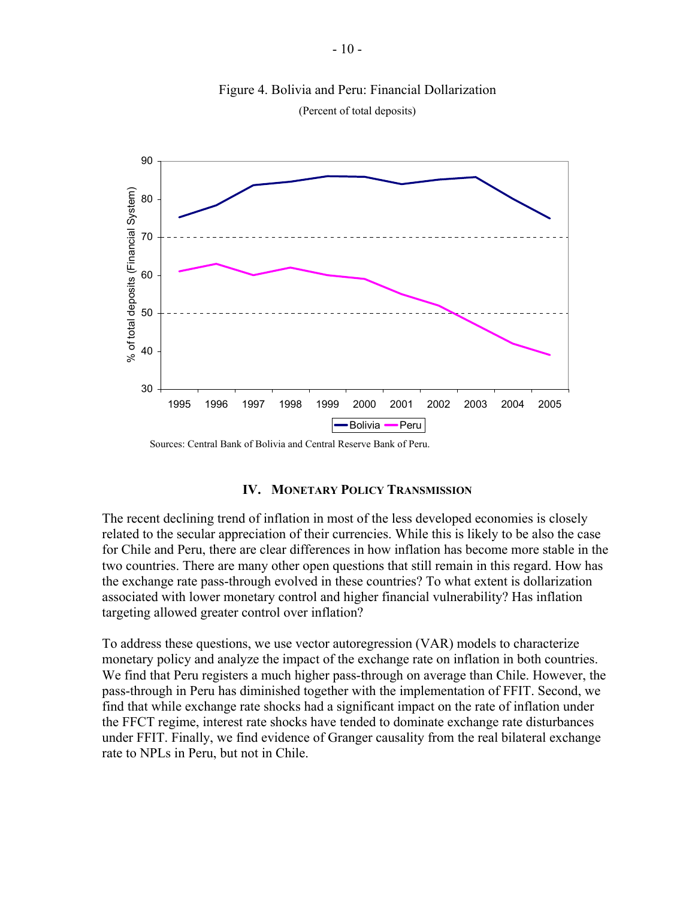Figure 4. Bolivia and Peru: Financial Dollarization

(Percent of total deposits)

Sources: Central Bank of Bolivia and Central Reserve Bank of Peru.

## IV. MONETARY POLICY TRANSMISSION

The recent declining trend of inflation in most of the less developed economies is closely related to the secular appreciation of their currencies. While this is likely to be also the case for Chile and Peru, there are clear differences in how inflation has become more stable in the two countries. There are many other open questions that still remain in this regard. How has the exchange rate pass-through evolved in these countries? To what extent is dollarization associated with lower monetary control and higher financial vulnerability? Has inflation targeting allowed greater control over inflation?

To address these questions, we use vector autoregression (VAR) models to characterize monetary policy and analyze the impact of the exchange rate on inflation in both countries. We find that Peru registers a much higher pass-through on average than Chile. However, the pass-through in Peru has diminished together with the implementation of FFIT. Second, we find that while exchange rate shocks had a significant impact on the rate of inflation under the FFCT regime, interest rate shocks have tended to dominate exchange rate disturbances under FFIT. Finally, we find evidence of Granger causality from the real bilateral exchange rate to NPLs in Peru, but not in Chile.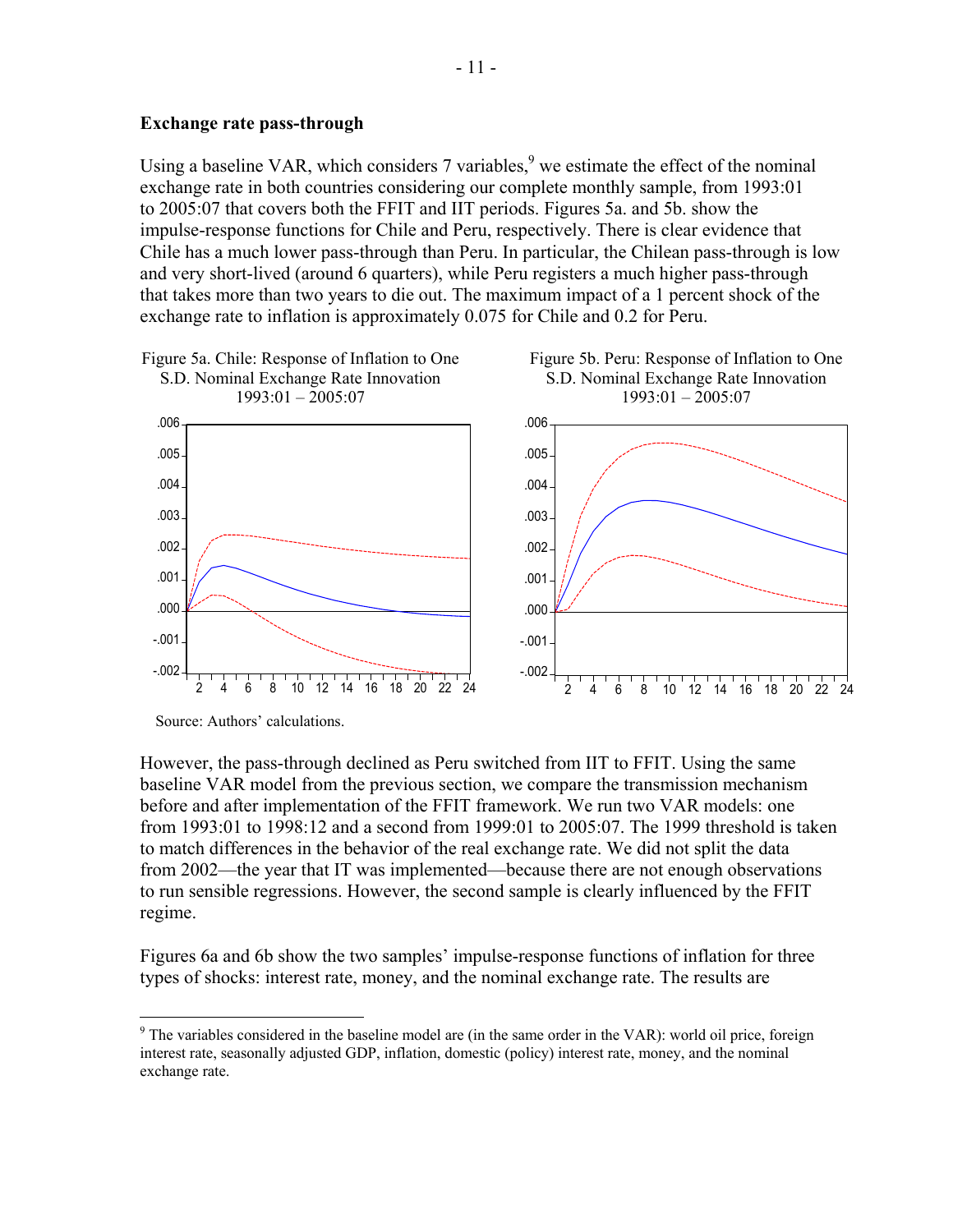**Exchange rate pass-through**

Using a baseline VAR, which considers 7 variables,[9] we estimate the effect of the nominal exchange rate in both countries considering our complete monthly sample, from 1993:01 to 2005:07 that covers both the FFIT and IIT periods. Figures 5a. and 5b. show the impulse-response functions for Chile and Peru, respectively. There is clear evidence that Chile has a much lower pass-through than Peru. In particular, the Chilean pass-through is low and very short-lived (around 6 quarters), while Peru registers a much higher pass-through that takes more than two years to die out. The maximum impact of a 1 percent shock of the exchange rate to inflation is approximately 0.075 for Chile and 0.2 for Peru.

Figure 5a. Chile: Response of Inflation to One S.D. Nominal Exchange Rate Innovation 1993:01 – 2005:07

Figure 5b. Peru: Response of Inflation to One S.D. Nominal Exchange Rate Innovation 1993:01 – 2005:07

Source: Authors' calculations.

However, the pass-through declined as Peru switched from IIT to FFIT. Using the same baseline VAR model from the previous section, we compare the transmission mechanism before and after implementation of the FFIT framework. We run two VAR models: one from 1993:01 to 1998:12 and a second from 1999:01 to 2005:07. The 1999 threshold is taken to match differences in the behavior of the real exchange rate. We did not split the data from 2002—the year that IT was implemented—because there are not enough observations to run sensible regressions. However, the second sample is clearly influenced by the FFIT regime.

Figures 6a and 6b show the two samples' impulse-response functions of inflation for three types of shocks: interest rate, money, and the nominal exchange rate. The results are

[9] The variables considered in the baseline model are (in the same order in the VAR): world oil price, foreign interest rate, seasonally adjusted GDP, inflation, domestic (policy) interest rate, money, and the nominal exchange rate.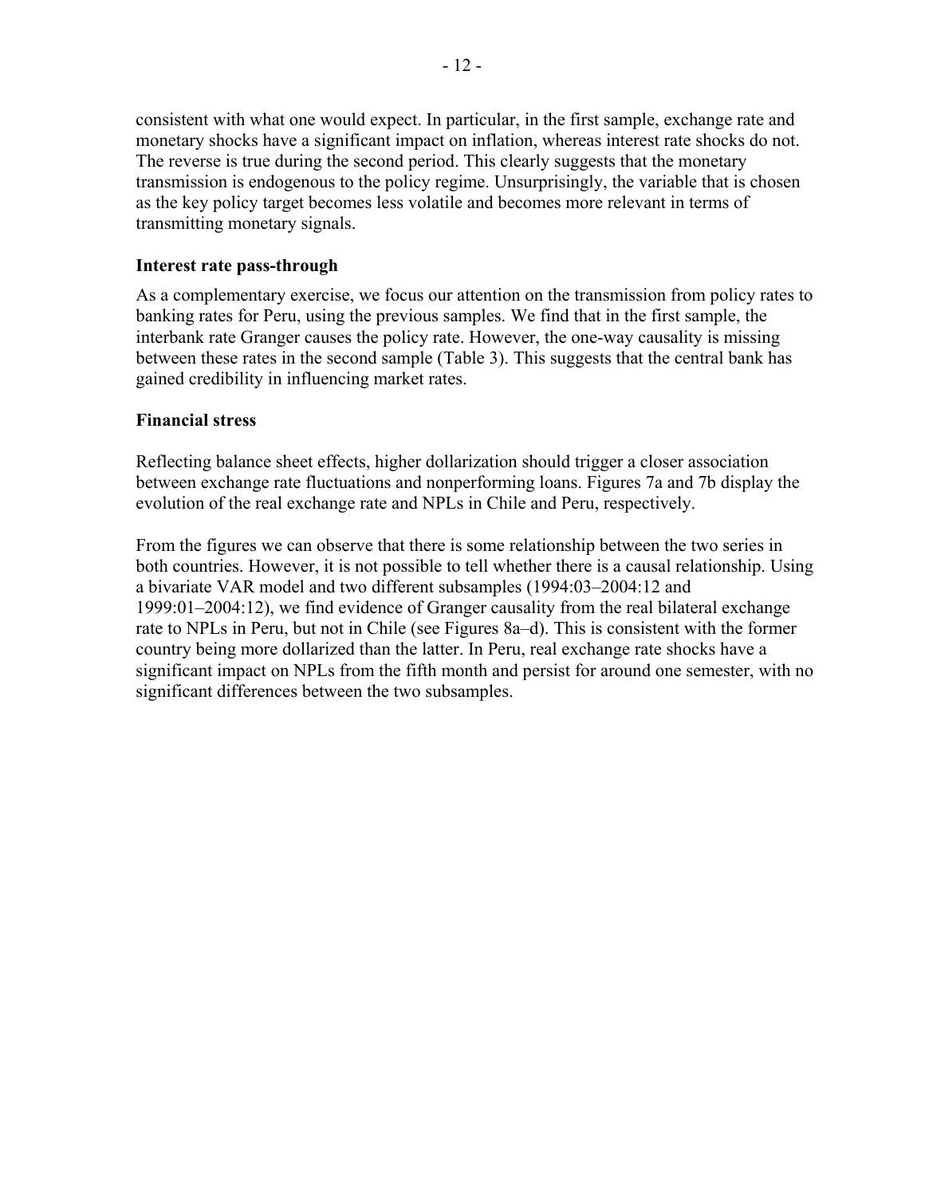consistent with what one would expect. In particular, in the first sample, exchange rate and monetary shocks have a significant impact on inflation, whereas interest rate shocks do not. The reverse is true during the second period. This clearly suggests that the monetary transmission is endogenous to the policy regime. Unsurprisingly, the variable that is chosen as the key policy target becomes less volatile and becomes more relevant in terms of transmitting monetary signals.

**Interest rate pass-through**

As a complementary exercise, we focus our attention on the transmission from policy rates to banking rates for Peru, using the previous samples. We find that in the first sample, the interbank rate Granger causes the policy rate. However, the one-way causality is missing between these rates in the second sample (Table 3). This suggests that the central bank has gained credibility in influencing market rates.

**Financial stress**

Reflecting balance sheet effects, higher dollarization should trigger a closer association between exchange rate fluctuations and nonperforming loans. Figures 7a and 7b display the evolution of the real exchange rate and NPLs in Chile and Peru, respectively.

From the figures we can observe that there is some relationship between the two series in both countries. However, it is not possible to tell whether there is a causal relationship. Using a bivariate VAR model and two different subsamples (1994:03–2004:12 and 1999:01–2004:12), we find evidence of Granger causality from the real bilateral exchange rate to NPLs in Peru, but not in Chile (see Figures 8a–d). This is consistent with the former country being more dollarized than the latter. In Peru, real exchange rate shocks have a significant impact on NPLs from the fifth month and persist for around one semester, with no significant differences between the two subsamples.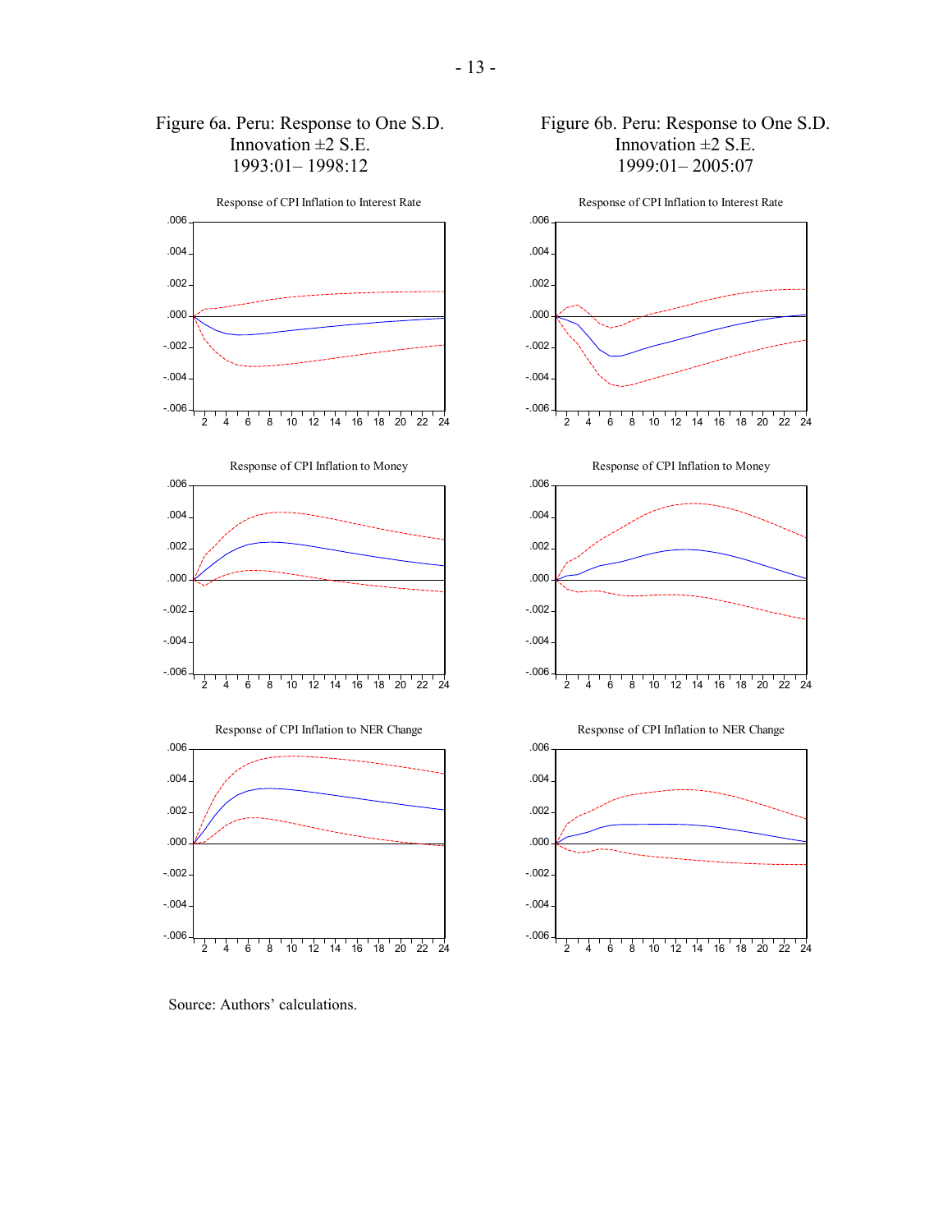Figure 6a. Peru: Response to One S.D. Innovation ±2 S.E. 1993:01– 1998:12

Figure 6b. Peru: Response to One S.D. Innovation ±2 S.E. 1999:01– 2005:07

Response of CPI Inflation to Interest Rate

Response of CPI Inflation to Money

Response of CPI Inflation to NER Change

Source: Authors' calculations.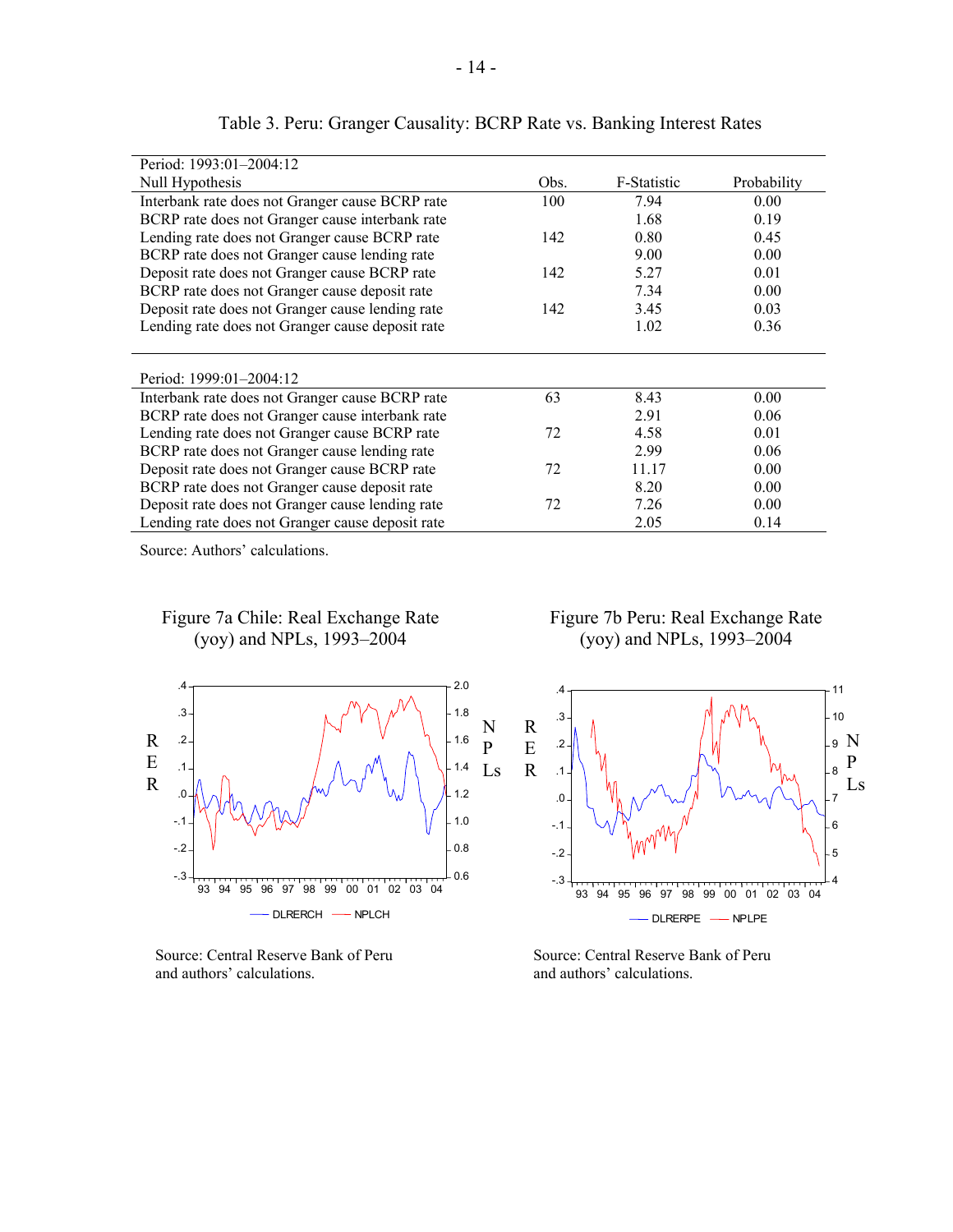Table 3. Peru: Granger Causality: BCRP Rate vs. Banking Interest Rates

| Period: 1993:01–2004:12 | | | |
|---|---|---|---|
| Null Hypothesis | Obs. | F-Statistic | Probability |
| Interbank rate does not Granger cause BCRP rate | 100 | 7.94 | 0.00 |
| BCRP rate does not Granger cause interbank rate | | 1.68 | 0.19 |
| Lending rate does not Granger cause BCRP rate | 142 | 0.80 | 0.45 |
| BCRP rate does not Granger cause lending rate | | 9.00 | 0.00 |
| Deposit rate does not Granger cause BCRP rate | 142 | 5.27 | 0.01 |
| BCRP rate does not Granger cause deposit rate | | 7.34 | 0.00 |
| Deposit rate does not Granger cause lending rate | 142 | 3.45 | 0.03 |
| Lending rate does not Granger cause deposit rate | | 1.02 | 0.36 |
| | | | |
| Period: 1999:01–2004:12 | | | |
| Interbank rate does not Granger cause BCRP rate | 63 | 8.43 | 0.00 |
| BCRP rate does not Granger cause interbank rate | | 2.91 | 0.06 |
| Lending rate does not Granger cause BCRP rate | 72 | 4.58 | 0.01 |
| BCRP rate does not Granger cause lending rate | | 2.99 | 0.06 |
| Deposit rate does not Granger cause BCRP rate | 72 | 11.17 | 0.00 |
| BCRP rate does not Granger cause deposit rate | | 8.20 | 0.00 |
| Deposit rate does not Granger cause lending rate | 72 | 7.26 | 0.00 |
| Lending rate does not Granger cause deposit rate | | 2.05 | 0.14 |

Source: Authors' calculations.

Figure 7a Chile: Real Exchange Rate (yoy) and NPLs, 1993–2004

Source: Central Reserve Bank of Peru and authors' calculations.

Figure 7b Peru: Real Exchange Rate (yoy) and NPLs, 1993–2004

Source: Central Reserve Bank of Peru and authors' calculations.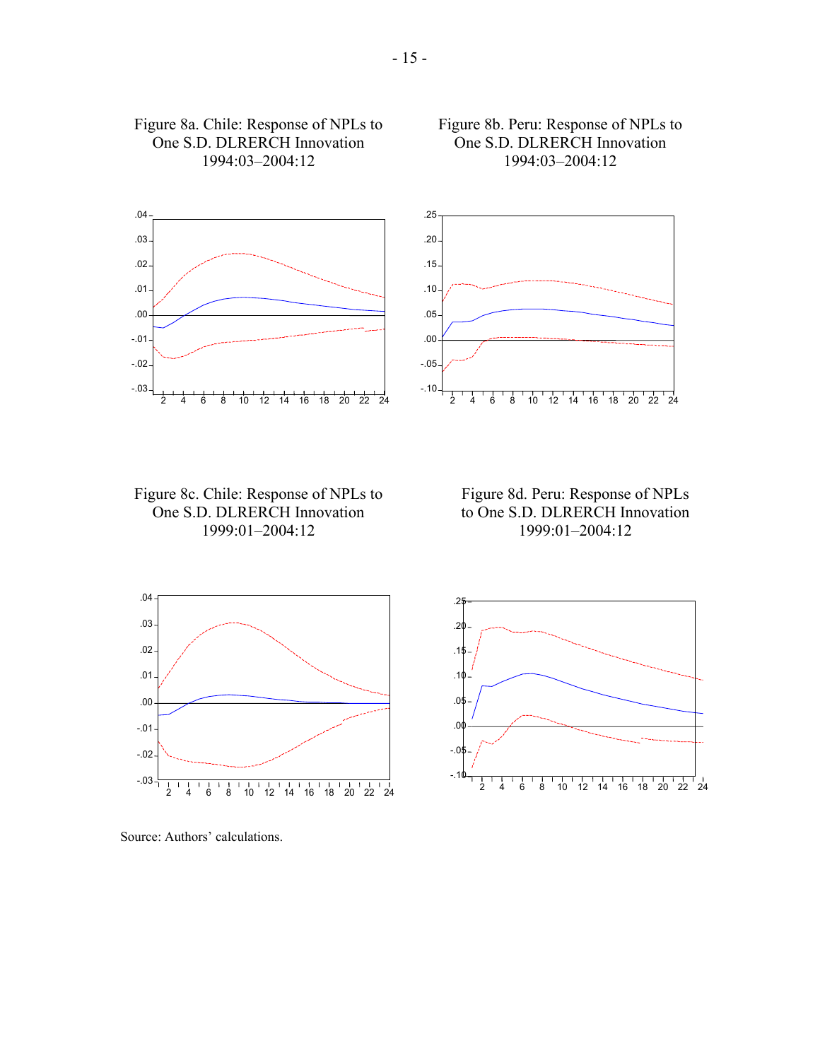Figure 8a. Chile: Response of NPLs to One S.D. DLRERCH Innovation 1994:03–2004:12

Figure 8b. Peru: Response of NPLs to One S.D. DLRERCH Innovation 1994:03–2004:12

Figure 8c. Chile: Response of NPLs to One S.D. DLRERCH Innovation 1999:01–2004:12

Figure 8d. Peru: Response of NPLs to One S.D. DLRERCH Innovation 1999:01–2004:12

Source: Authors' calculations.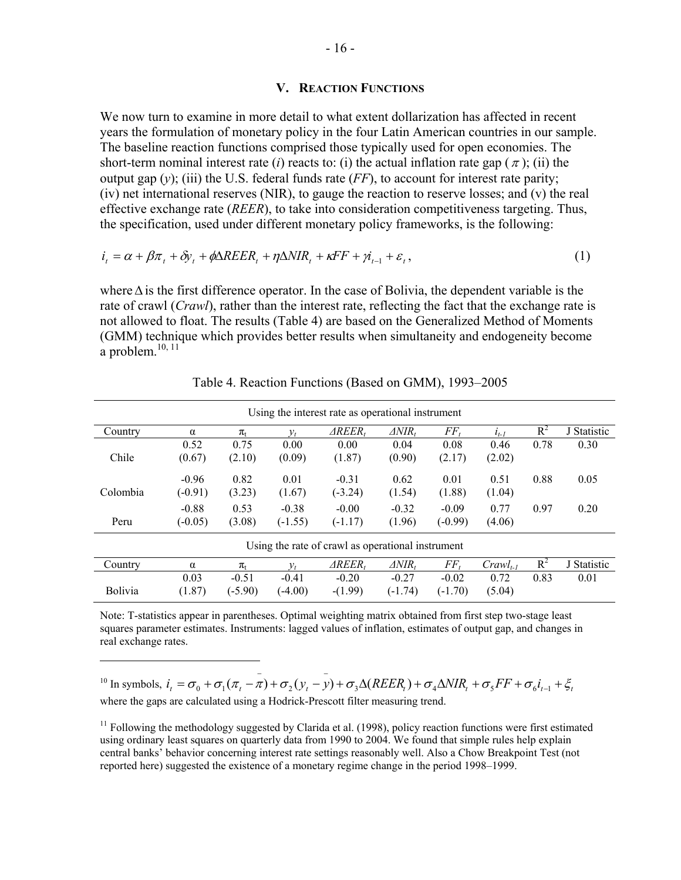## V. Reaction Functions

We now turn to examine in more detail to what extent dollarization has affected in recent years the formulation of monetary policy in the four Latin American countries in our sample. The baseline reaction functions comprised those typically used for open economies. The short-term nominal interest rate ($i$) reacts to: (i) the actual inflation rate gap ($\pi$); (ii) the output gap ($y$); (iii) the U.S. federal funds rate ($FF$), to account for interest rate parity; (iv) net international reserves (NIR), to gauge the reaction to reserve losses; and (v) the real effective exchange rate ($REER$), to take into consideration competitiveness targeting. Thus, the specification, used under different monetary policy frameworks, is the following:

$$i_t = \alpha + \beta \pi_t + \delta y_t + \phi \Delta REER_t + \eta \Delta NIR_t + \kappa FF + \gamma i_{t-1} + \varepsilon_t, \tag{1}$$

where $\Delta$ is the first difference operator. In the case of Bolivia, the dependent variable is the rate of crawl (*Crawl*), rather than the interest rate, reflecting the fact that the exchange rate is not allowed to float. The results (Table 4) are based on the Generalized Method of Moments (GMM) technique which provides better results when simultaneity and endogeneity become a problem.[10, 11]

Table 4. Reaction Functions (Based on GMM), 1993–2005

| Using the interest rate as operational instrument | | | | | | | | | |
|---|---|---|---|---|---|---|---|---|---|
| Country | $\alpha$ | $\pi_t$ | $y_t$ | $\Delta REER_t$ | $\Delta NIR_t$ | $FF_t$ | $i_{t-1}$ | $R^2$ | J Statistic |
| Chile | 0.52 (0.67) | 0.75 (2.10) | 0.00 (0.09) | 0.00 (1.87) | 0.04 (0.90) | 0.08 (2.17) | 0.46 (2.02) | 0.78 | 0.30 |
| Colombia | -0.96 (-0.91) | 0.82 (3.23) | 0.01 (1.67) | -0.31 (-3.24) | 0.62 (1.54) | 0.01 (1.88) | 0.51 (1.04) | 0.88 | 0.05 |
| Peru | -0.88 (-0.05) | 0.53 (3.08) | -0.38 (-1.55) | -0.00 (-1.17) | -0.32 (1.96) | -0.09 (-0.99) | 0.77 (4.06) | 0.97 | 0.20 |
| **Using the rate of crawl as operational instrument** | | | | | | | | | |
| Country | $\alpha$ | $\pi_t$ | $y_t$ | $\Delta REER_t$ | $\Delta NIR_t$ | $FF_t$ | $Crawl_{t-1}$ | $R^2$ | J Statistic |
| Bolivia | 0.03 (1.87) | -0.51 (-5.90) | -0.41 (-4.00) | -0.20 -(1.99) | -0.27 (-1.74) | -0.02 (-1.70) | 0.72 (5.04) | 0.83 | 0.01 |

Note: T-statistics appear in parentheses. Optimal weighting matrix obtained from first step two-stage least squares parameter estimates. Instruments: lagged values of inflation, estimates of output gap, and changes in real exchange rates.

---

[10] In symbols, $i_t = \sigma_0 + \sigma_1(\pi_t - \bar{\pi}) + \sigma_2(y_t - \bar{y}) + \sigma_3 \Delta(REER_t) + \sigma_4 \Delta NIR_t + \sigma_5 FF + \sigma_6 i_{t-1} + \xi_t$ where the gaps are calculated using a Hodrick-Prescott filter measuring trend.

[11] Following the methodology suggested by Clarida et al. (1998), policy reaction functions were first estimated using ordinary least squares on quarterly data from 1990 to 2004. We found that simple rules help explain central banks' behavior concerning interest rate settings reasonably well. Also a Chow Breakpoint Test (not reported here) suggested the existence of a monetary regime change in the period 1998–1999.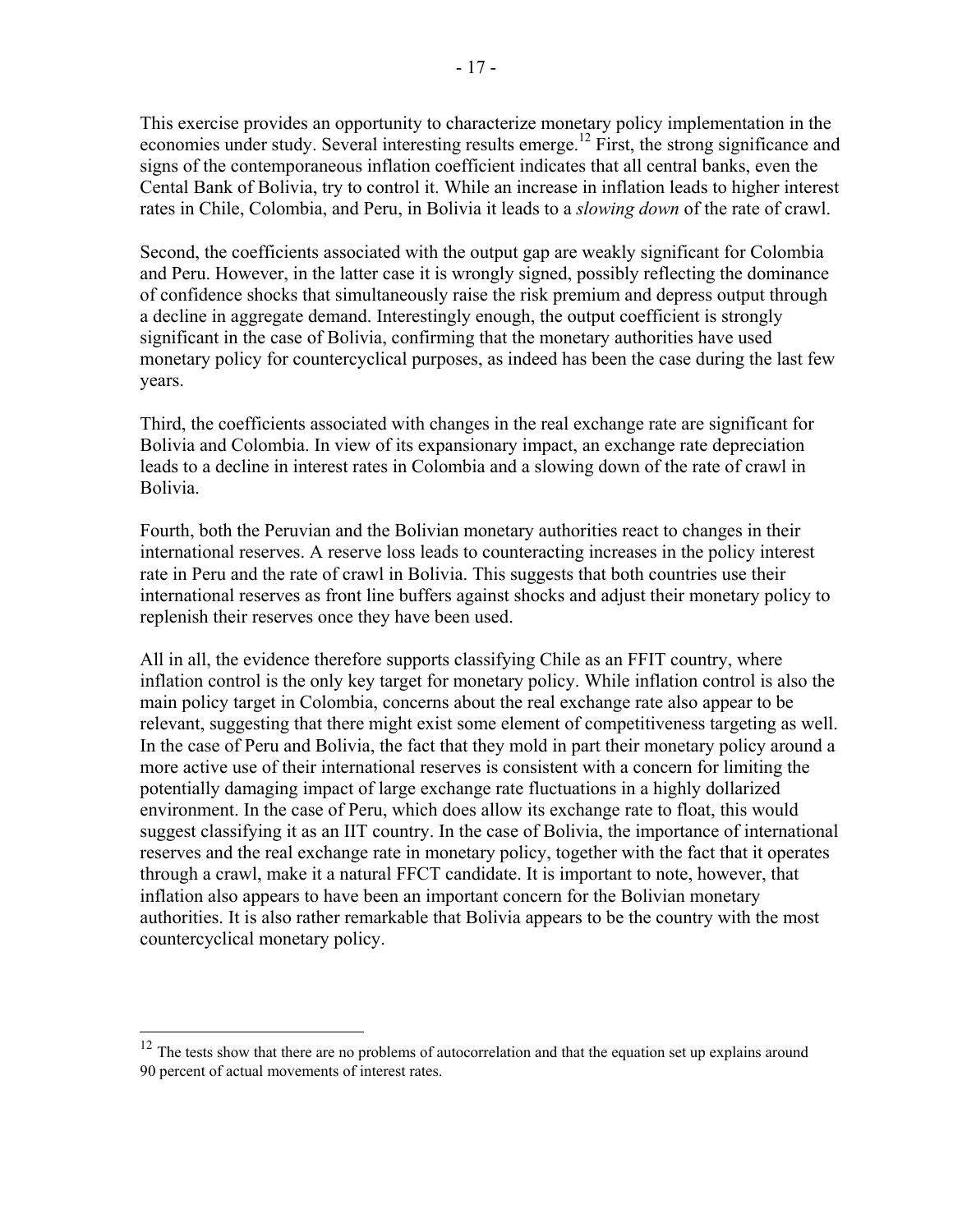This exercise provides an opportunity to characterize monetary policy implementation in the economies under study. Several interesting results emerge.[12] First, the strong significance and signs of the contemporaneous inflation coefficient indicates that all central banks, even the Cental Bank of Bolivia, try to control it. While an increase in inflation leads to higher interest rates in Chile, Colombia, and Peru, in Bolivia it leads to a *slowing down* of the rate of crawl.

Second, the coefficients associated with the output gap are weakly significant for Colombia and Peru. However, in the latter case it is wrongly signed, possibly reflecting the dominance of confidence shocks that simultaneously raise the risk premium and depress output through a decline in aggregate demand. Interestingly enough, the output coefficient is strongly significant in the case of Bolivia, confirming that the monetary authorities have used monetary policy for countercyclical purposes, as indeed has been the case during the last few years.

Third, the coefficients associated with changes in the real exchange rate are significant for Bolivia and Colombia. In view of its expansionary impact, an exchange rate depreciation leads to a decline in interest rates in Colombia and a slowing down of the rate of crawl in Bolivia.

Fourth, both the Peruvian and the Bolivian monetary authorities react to changes in their international reserves. A reserve loss leads to counteracting increases in the policy interest rate in Peru and the rate of crawl in Bolivia. This suggests that both countries use their international reserves as front line buffers against shocks and adjust their monetary policy to replenish their reserves once they have been used.

All in all, the evidence therefore supports classifying Chile as an FFIT country, where inflation control is the only key target for monetary policy. While inflation control is also the main policy target in Colombia, concerns about the real exchange rate also appear to be relevant, suggesting that there might exist some element of competitiveness targeting as well. In the case of Peru and Bolivia, the fact that they mold in part their monetary policy around a more active use of their international reserves is consistent with a concern for limiting the potentially damaging impact of large exchange rate fluctuations in a highly dollarized environment. In the case of Peru, which does allow its exchange rate to float, this would suggest classifying it as an IIT country. In the case of Bolivia, the importance of international reserves and the real exchange rate in monetary policy, together with the fact that it operates through a crawl, make it a natural FFCT candidate. It is important to note, however, that inflation also appears to have been an important concern for the Bolivian monetary authorities. It is also rather remarkable that Bolivia appears to be the country with the most countercyclical monetary policy.

---

[12] The tests show that there are no problems of autocorrelation and that the equation set up explains around 90 percent of actual movements of interest rates.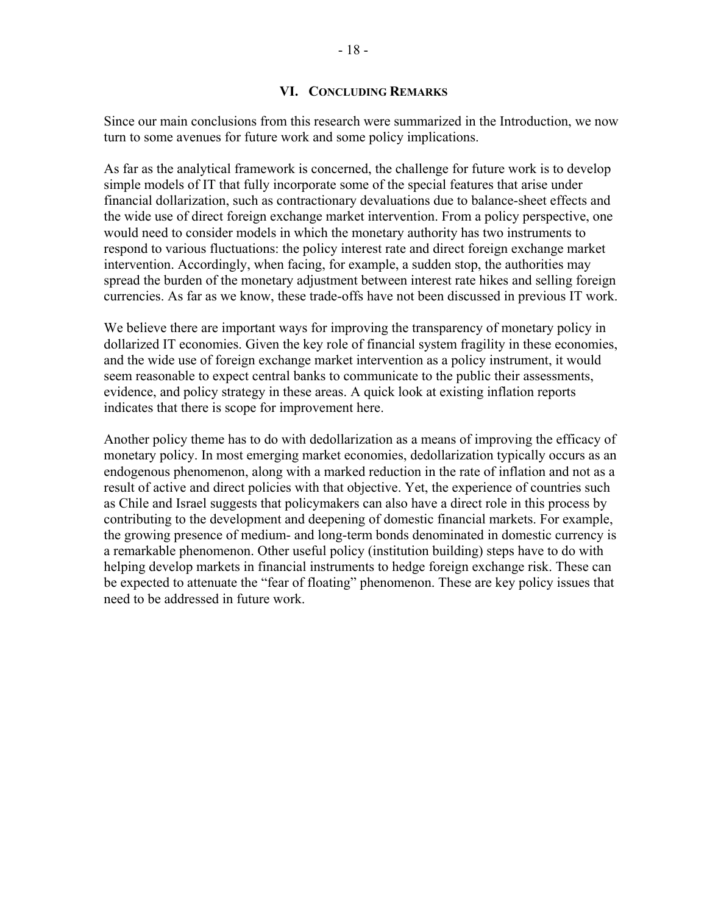## VI. Concluding Remarks

Since our main conclusions from this research were summarized in the Introduction, we now turn to some avenues for future work and some policy implications.

As far as the analytical framework is concerned, the challenge for future work is to develop simple models of IT that fully incorporate some of the special features that arise under financial dollarization, such as contractionary devaluations due to balance-sheet effects and the wide use of direct foreign exchange market intervention. From a policy perspective, one would need to consider models in which the monetary authority has two instruments to respond to various fluctuations: the policy interest rate and direct foreign exchange market intervention. Accordingly, when facing, for example, a sudden stop, the authorities may spread the burden of the monetary adjustment between interest rate hikes and selling foreign currencies. As far as we know, these trade-offs have not been discussed in previous IT work.

We believe there are important ways for improving the transparency of monetary policy in dollarized IT economies. Given the key role of financial system fragility in these economies, and the wide use of foreign exchange market intervention as a policy instrument, it would seem reasonable to expect central banks to communicate to the public their assessments, evidence, and policy strategy in these areas. A quick look at existing inflation reports indicates that there is scope for improvement here.

Another policy theme has to do with dedollarization as a means of improving the efficacy of monetary policy. In most emerging market economies, dedollarization typically occurs as an endogenous phenomenon, along with a marked reduction in the rate of inflation and not as a result of active and direct policies with that objective. Yet, the experience of countries such as Chile and Israel suggests that policymakers can also have a direct role in this process by contributing to the development and deepening of domestic financial markets. For example, the growing presence of medium- and long-term bonds denominated in domestic currency is a remarkable phenomenon. Other useful policy (institution building) steps have to do with helping develop markets in financial instruments to hedge foreign exchange risk. These can be expected to attenuate the "fear of floating" phenomenon. These are key policy issues that need to be addressed in future work.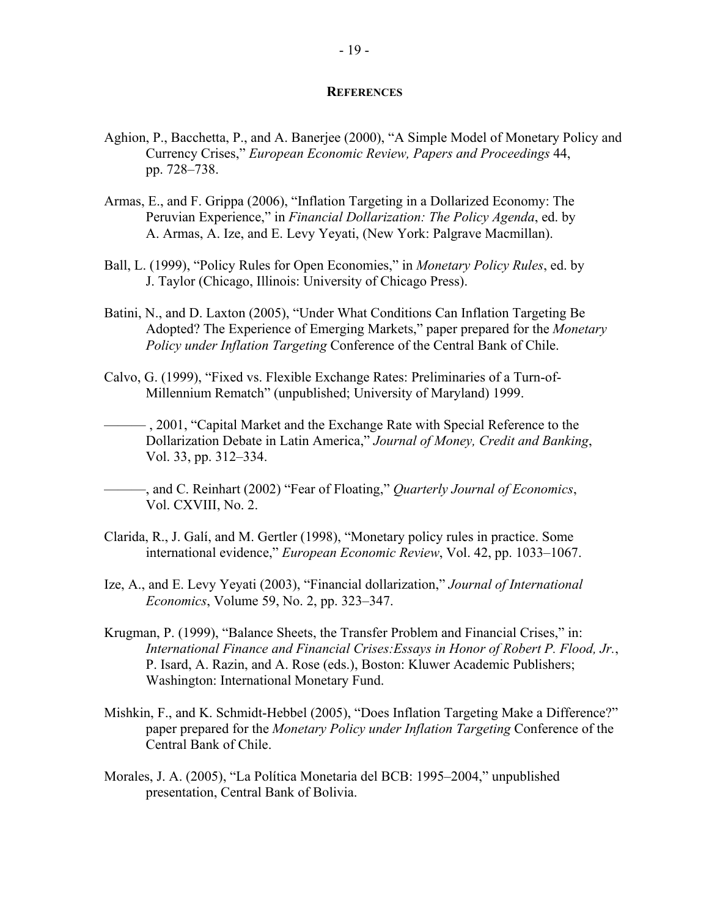## References

Aghion, P., Bacchetta, P., and A. Banerjee (2000), "A Simple Model of Monetary Policy and Currency Crises," *European Economic Review, Papers and Proceedings* 44, pp. 728–738.

Armas, E., and F. Grippa (2006), "Inflation Targeting in a Dollarized Economy: The Peruvian Experience," in *Financial Dollarization: The Policy Agenda*, ed. by A. Armas, A. Ize, and E. Levy Yeyati, (New York: Palgrave Macmillan).

Ball, L. (1999), "Policy Rules for Open Economies," in *Monetary Policy Rules*, ed. by J. Taylor (Chicago, Illinois: University of Chicago Press).

Batini, N., and D. Laxton (2005), "Under What Conditions Can Inflation Targeting Be Adopted? The Experience of Emerging Markets," paper prepared for the *Monetary Policy under Inflation Targeting* Conference of the Central Bank of Chile.

Calvo, G. (1999), "Fixed vs. Flexible Exchange Rates: Preliminaries of a Turn-of-Millennium Rematch" (unpublished; University of Maryland) 1999.

——— , 2001, "Capital Market and the Exchange Rate with Special Reference to the Dollarization Debate in Latin America," *Journal of Money, Credit and Banking*, Vol. 33, pp. 312–334.

———, and C. Reinhart (2002) "Fear of Floating," *Quarterly Journal of Economics*, Vol. CXVIII, No. 2.

Clarida, R., J. Galí, and M. Gertler (1998), "Monetary policy rules in practice. Some international evidence," *European Economic Review*, Vol. 42, pp. 1033–1067.

Ize, A., and E. Levy Yeyati (2003), "Financial dollarization," *Journal of International Economics*, Volume 59, No. 2, pp. 323–347.

Krugman, P. (1999), "Balance Sheets, the Transfer Problem and Financial Crises," in: *International Finance and Financial Crises:Essays in Honor of Robert P. Flood, Jr.*, P. Isard, A. Razin, and A. Rose (eds.), Boston: Kluwer Academic Publishers; Washington: International Monetary Fund.

Mishkin, F., and K. Schmidt-Hebbel (2005), "Does Inflation Targeting Make a Difference?" paper prepared for the *Monetary Policy under Inflation Targeting* Conference of the Central Bank of Chile.

Morales, J. A. (2005), "La Política Monetaria del BCB: 1995–2004," unpublished presentation, Central Bank of Bolivia.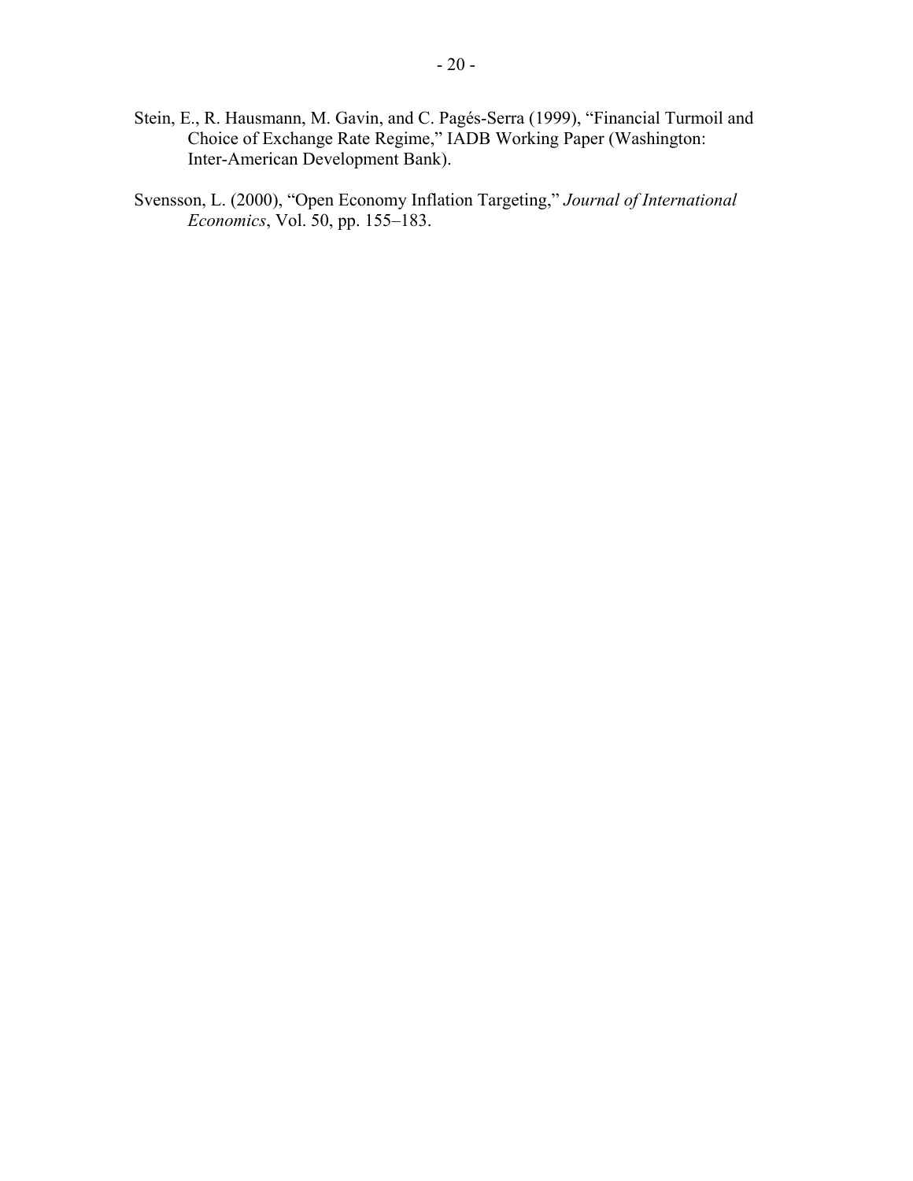Stein, E., R. Hausmann, M. Gavin, and C. Pagés-Serra (1999), "Financial Turmoil and Choice of Exchange Rate Regime," IADB Working Paper (Washington: Inter-American Development Bank).

Svensson, L. (2000), "Open Economy Inflation Targeting," *Journal of International Economics*, Vol. 50, pp. 155–183.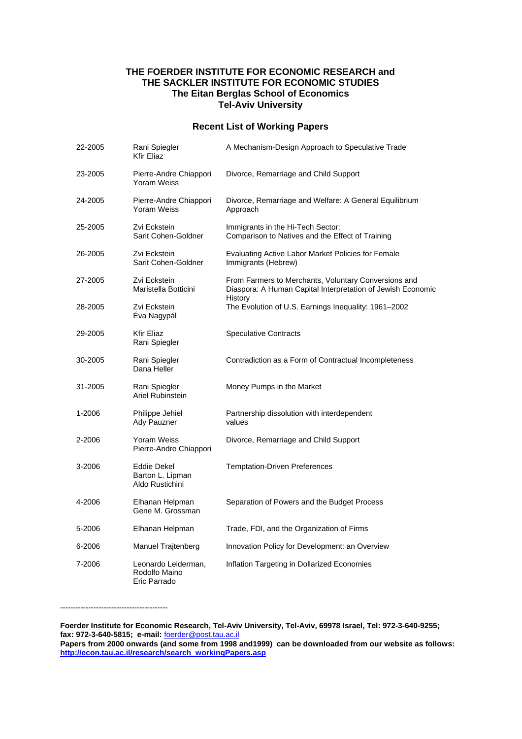**THE FOERDER INSTITUTE FOR ECONOMIC RESEARCH and**
**THE SACKLER INSTITUTE FOR ECONOMIC STUDIES**
**The Eitan Berglas School of Economics**
**Tel-Aviv University**

## Recent List of Working Papers

| | | |
|---|---|---|
| 22-2005 | Rani Spiegler<br>Kfir Eliaz | A Mechanism-Design Approach to Speculative Trade |
| 23-2005 | Pierre-Andre Chiappori<br>Yoram Weiss | Divorce, Remarriage and Child Support |
| 24-2005 | Pierre-Andre Chiappori<br>Yoram Weiss | Divorce, Remarriage and Welfare: A General Equilibrium Approach |
| 25-2005 | Zvi Eckstein<br>Sarit Cohen-Goldner | Immigrants in the Hi-Tech Sector: Comparison to Natives and the Effect of Training |
| 26-2005 | Zvi Eckstein<br>Sarit Cohen-Goldner | Evaluating Active Labor Market Policies for Female Immigrants (Hebrew) |
| 27-2005 | Zvi Eckstein<br>Maristella Botticini | From Farmers to Merchants, Voluntary Conversions and Diaspora: A Human Capital Interpretation of Jewish Economic History |
| 28-2005 | Zvi Eckstein<br>Éva Nagypál | The Evolution of U.S. Earnings Inequality: 1961–2002 |
| 29-2005 | Kfir Eliaz<br>Rani Spiegler | Speculative Contracts |
| 30-2005 | Rani Spiegler<br>Dana Heller | Contradiction as a Form of Contractual Incompleteness |
| 31-2005 | Rani Spiegler<br>Ariel Rubinstein | Money Pumps in the Market |
| 1-2006 | Philippe Jehiel<br>Ady Pauzner | Partnership dissolution with interdependent values |
| 2-2006 | Yoram Weiss<br>Pierre-Andre Chiappori | Divorce, Remarriage and Child Support |
| 3-2006 | Eddie Dekel<br>Barton L. Lipman<br>Aldo Rustichini | Temptation-Driven Preferences |
| 4-2006 | Elhanan Helpman<br>Gene M. Grossman | Separation of Powers and the Budget Process |
| 5-2006 | Elhanan Helpman | Trade, FDI, and the Organization of Firms |
| 6-2006 | Manuel Trajtenberg | Innovation Policy for Development: an Overview |
| 7-2006 | Leonardo Leiderman,<br>Rodolfo Maino<br>Eric Parrado | Inflation Targeting in Dollarized Economies |

-------------------------------------------

**Foerder Institute for Economic Research, Tel-Aviv University, Tel-Aviv, 69978 Israel, Tel: 972-3-640-9255; fax: 972-3-640-5815; e-mail:** foerder@post.tau.ac.il
**Papers from 2000 onwards (and some from 1998 and1999) can be downloaded from our website as follows:** **http://econ.tau.ac.il/research/search_workingPapers.asp**